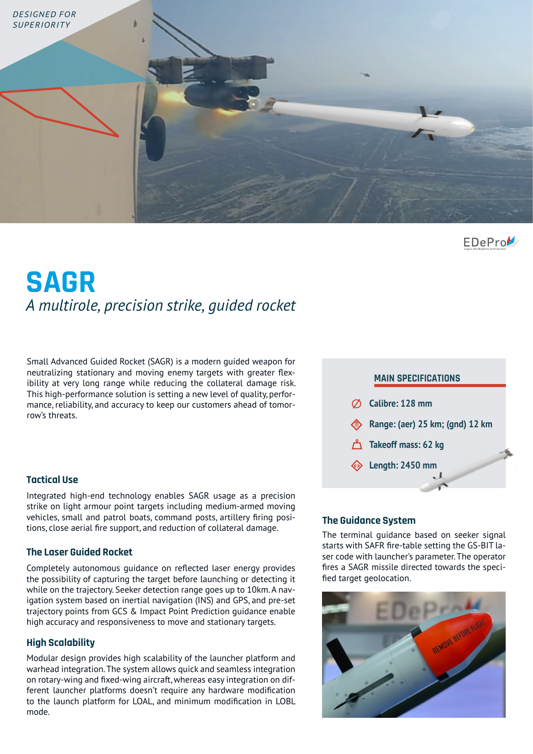DESIGNED FOR SUPERIORITY

# SAGR

*A multirole, precision strike, guided rocket*

Small Advanced Guided Rocket (SAGR) is a modern guided weapon for neutralizing stationary and moving enemy targets with greater flexibility at very long range while reducing the collateral damage risk. This high-performance solution is setting a new level of quality, performance, reliability, and accuracy to keep our customers ahead of tomorrow's threats.

## MAIN SPECIFICATIONS

- **Calibre: 128 mm**
- **Range: (aer) 25 km; (gnd) 12 km**
- **Takeoff mass: 62 kg**
- **Length: 2450 mm**

### Tactical Use

Integrated high-end technology enables SAGR usage as a precision strike on light armour point targets including medium-armed moving vehicles, small and patrol boats, command posts, artillery firing positions, close aerial fire support, and reduction of collateral damage.

### The Laser Guided Rocket

Completely autonomous guidance on reflected laser energy provides the possibility of capturing the target before launching or detecting it while on the trajectory. Seeker detection range goes up to 10km. A navigation system based on inertial navigation (INS) and GPS, and pre-set trajectory points from GCS & Impact Point Prediction guidance enable high accuracy and responsiveness to move and stationary targets.

### High Scalability

Modular design provides high scalability of the launcher platform and warhead integration. The system allows quick and seamless integration on rotary-wing and fixed-wing aircraft, whereas easy integration on different launcher platforms doesn't require any hardware modification to the launch platform for LOAL, and minimum modification in LOBL mode.

### The Guidance System

The terminal guidance based on seeker signal starts with SAFR fire-table setting the GS-BIT laser code with launcher's parameter. The operator fires a SAGR missile directed towards the specified target geolocation.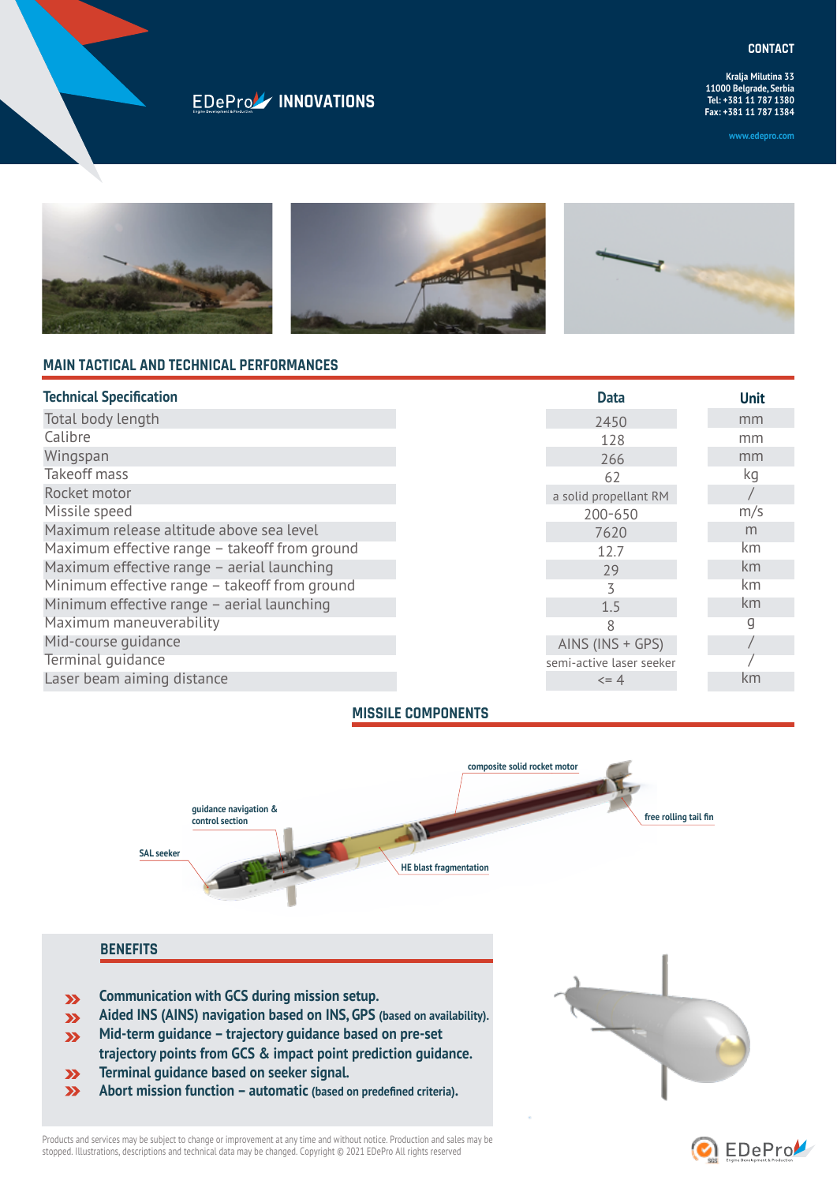EDePro INNOVATIONS

CONTACT

Kralja Milutina 33
11000 Belgrade, Serbia
Tel: +381 11 787 1380
Fax: +381 11 787 1384

www.edepro.com

## MAIN TACTICAL AND TECHNICAL PERFORMANCES

| Technical Specification | Data | Unit |
|---|---|---|
| Total body length | 2450 | mm |
| Calibre | 128 | mm |
| Wingspan | 266 | mm |
| Takeoff mass | 62 | kg |
| Rocket motor | a solid propellant RM | / |
| Missile speed | 200-650 | m/s |
| Maximum release altitude above sea level | 7620 | m |
| Maximum effective range – takeoff from ground | 12.7 | km |
| Maximum effective range – aerial launching | 29 | km |
| Minimum effective range – takeoff from ground | 3 | km |
| Minimum effective range – aerial launching | 1.5 | km |
| Maximum maneuverability | 8 | g |
| Mid-course guidance | AINS (INS + GPS) | / |
| Terminal guidance | semi-active laser seeker | / |
| Laser beam aiming distance | <= 4 | km |

## MISSILE COMPONENTS

composite solid rocket motor
guidance navigation & control section
free rolling tail fin
SAL seeker
HE blast fragmentation

## BENEFITS

- Communication with GCS during mission setup.
- Aided INS (AINS) navigation based on INS, GPS (based on availability).
- Mid-term guidance – trajectory guidance based on pre-set trajectory points from GCS & impact point prediction guidance.
- Terminal guidance based on seeker signal.
- Abort mission function – automatic (based on predefined criteria).

Products and services may be subject to change or improvement at any time and without notice. Production and sales may be stopped. Illustrations, descriptions and technical data may be changed. Copyright © 2021 EDePro All rights reserved